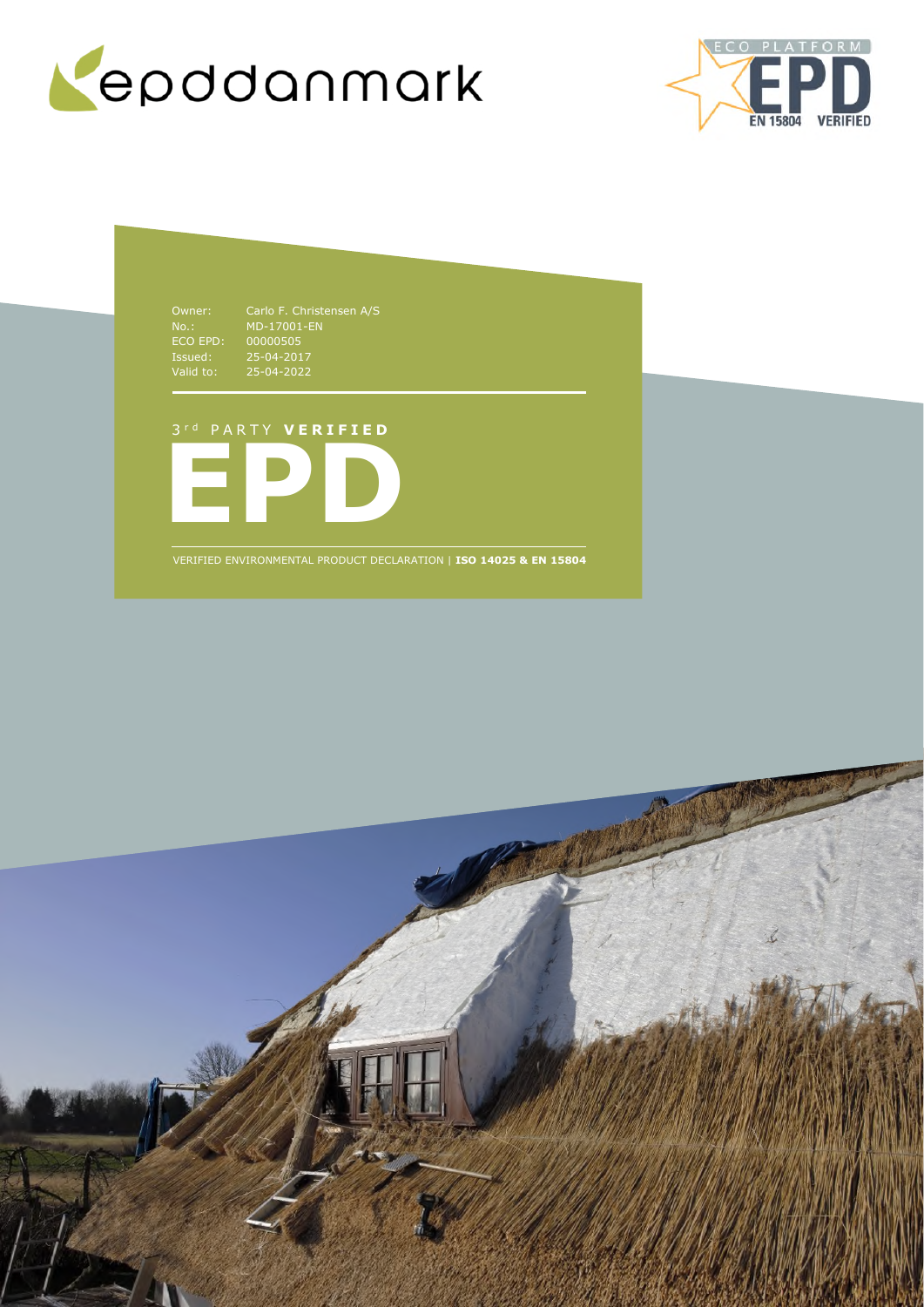epddanmark

ECO PLATFORM EPD EN 15804 VERIFIED

| | |
|---|---|
| Owner: | Carlo F. Christensen A/S |
| No.: | MD-17001-EN |
| ECO EPD: | 00000505 |
| Issued: | 25-04-2017 |
| Valid to: | 25-04-2022 |

3rd PARTY **VERIFIED**

# EPD

VERIFIED ENVIRONMENTAL PRODUCT DECLARATION | **ISO 14025 & EN 15804**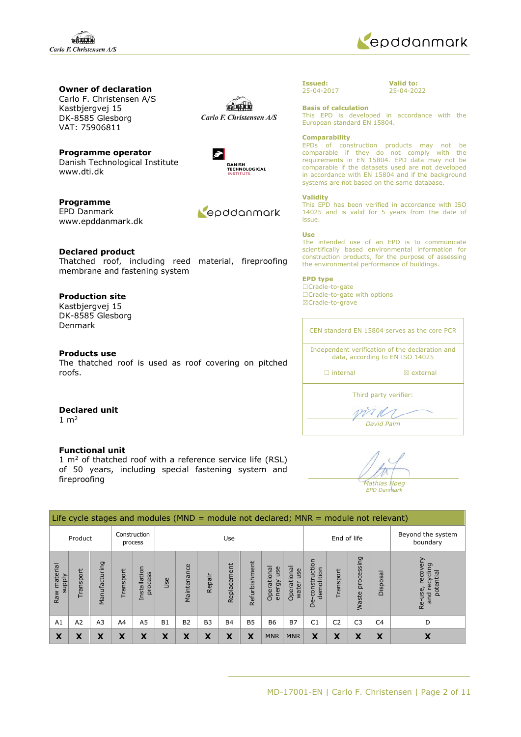**Owner of declaration**
Carlo F. Christensen A/S
Kastbjergvej 15
DK-8585 Glesborg
VAT: 75906811

**Programme operator**
Danish Technological Institute
www.dti.dk

**Programme**
EPD Danmark
www.epddanmark.dk

**Declared product**
Thatched roof, including reed material, fireproofing membrane and fastening system

**Production site**
Kastbjergvej 15
DK-8585 Glesborg
Denmark

**Products use**
The thatched roof is used as roof covering on pitched roofs.

**Declared unit**
1 m²

**Functional unit**
1 m² of thatched roof with a reference service life (RSL) of 50 years, including special fastening system and fireproofing

**Issued:**
25-04-2017

**Valid to:**
25-04-2022

**Basis of calculation**
This EPD is developed in accordance with the European standard EN 15804.

**Comparability**
EPDs of construction products may not be comparable if they do not comply with the requirements in EN 15804. EPD data may not be comparable if the datasets used are not developed in accordance with EN 15804 and if the background systems are not based on the same database.

**Validity**
This EPD has been verified in accordance with ISO 14025 and is valid for 5 years from the date of issue.

**Use**
The intended use of an EPD is to communicate scientifically based environmental information for construction products, for the purpose of assessing the environmental performance of buildings.

**EPD type**
☐Cradle-to-gate
☐Cradle-to-gate with options
☒Cradle-to-grave

CEN standard EN 15804 serves as the core PCR

Independent verification of the declaration and data, according to EN ISO 14025

☐ internal ☒ external

Third party verifier:

David Palm

Mathias Høeg
EPD Danmark

| Life cycle stages and modules (MND = module not declared; MNR = module not relevant) | | | | | | | | | | | | | | | | |
|---|---|---|---|---|---|---|---|---|---|---|---|---|---|---|---|---|
| Product | | | Construction process | | Use | | | | | | | End of life | | | | Beyond the system boundary |
| Raw material supply | Transport | Manufacturing | Transport | Installation process | Use | Maintenance | Repair | Replacement | Refurbishment | Operational energy use | Operational water use | De-construction demolition | Transport | Waste processing | Disposal | Re-use, recovery and recycling potential |
| A1 | A2 | A3 | A4 | A5 | B1 | B2 | B3 | B4 | B5 | B6 | B7 | C1 | C2 | C3 | C4 | D |
| X | X | X | X | X | X | X | X | X | X | MNR | MNR | X | X | X | X | X |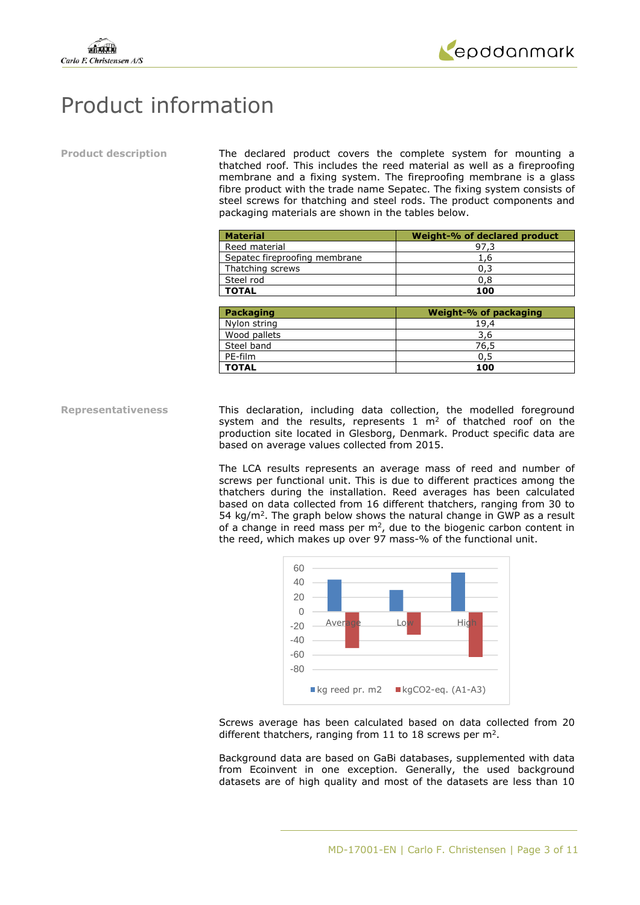# Product information

**Product description**

The declared product covers the complete system for mounting a thatched roof. This includes the reed material as well as a fireproofing membrane and a fixing system. The fireproofing membrane is a glass fibre product with the trade name Sepatec. The fixing system consists of steel screws for thatching and steel rods. The product components and packaging materials are shown in the tables below.

| Material | Weight-% of declared product |
|---|---|
| Reed material | 97,3 |
| Sepatec fireproofing membrane | 1,6 |
| Thatching screws | 0,3 |
| Steel rod | 0,8 |
| **TOTAL** | **100** |

| Packaging | Weight-% of packaging |
|---|---|
| Nylon string | 19,4 |
| Wood pallets | 3,6 |
| Steel band | 76,5 |
| PE-film | 0,5 |
| **TOTAL** | **100** |

**Representativeness**

This declaration, including data collection, the modelled foreground system and the results, represents 1 $m^2$ of thatched roof on the production site located in Glesborg, Denmark. Product specific data are based on average values collected from 2015.

The LCA results represents an average mass of reed and number of screws per functional unit. This is due to different practices among the thatchers during the installation. Reed averages has been calculated based on data collected from 16 different thatchers, ranging from 30 to 54 kg/$m^2$. The graph below shows the natural change in GWP as a result of a change in reed mass per $m^2$, due to the biogenic carbon content in the reed, which makes up over 97 mass-% of the functional unit.

Screws average has been calculated based on data collected from 20 different thatchers, ranging from 11 to 18 screws per $m^2$.

Background data are based on GaBi databases, supplemented with data from Ecoinvent in one exception. Generally, the used background datasets are of high quality and most of the datasets are less than 10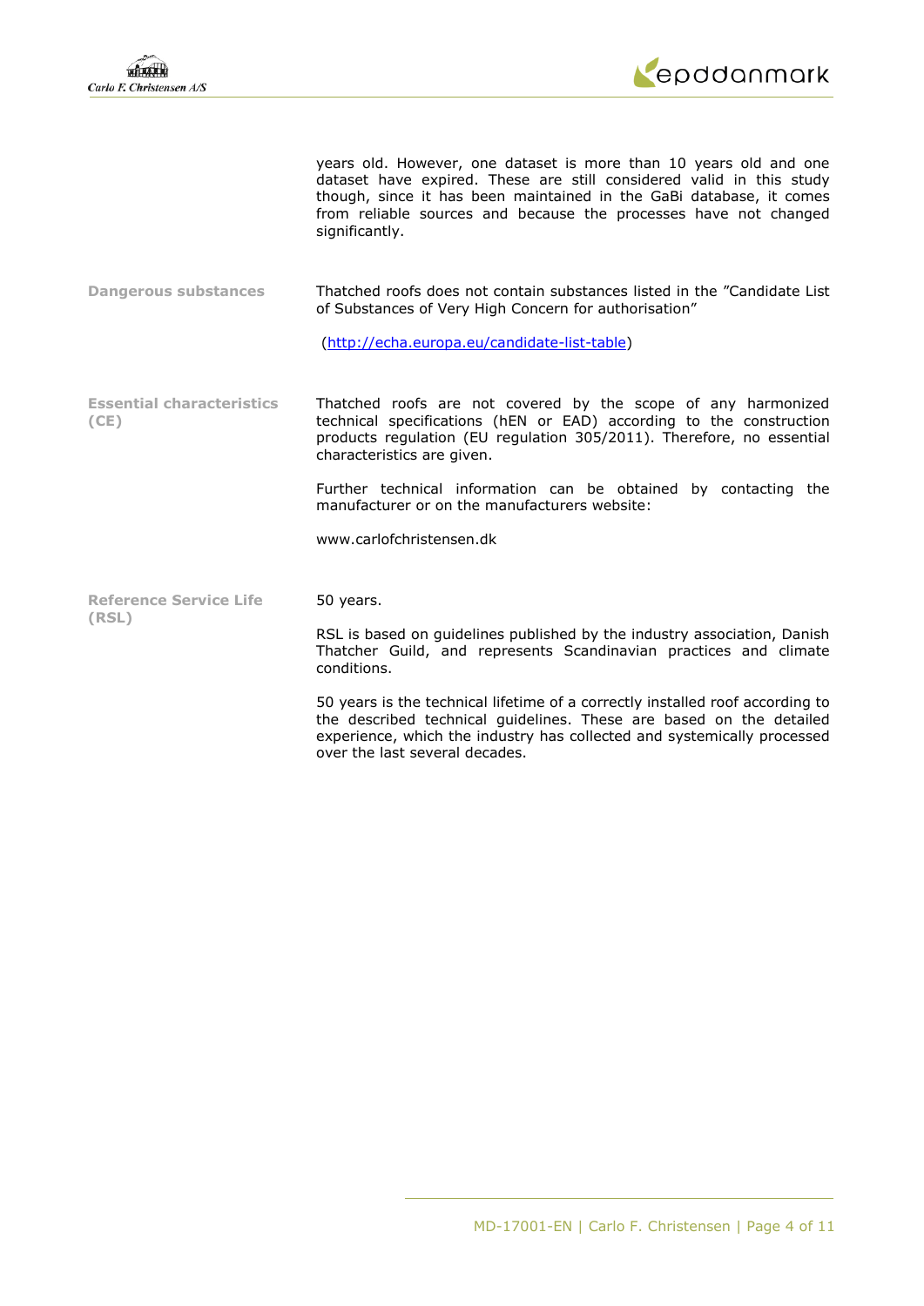years old. However, one dataset is more than 10 years old and one dataset have expired. These are still considered valid in this study though, since it has been maintained in the GaBi database, it comes from reliable sources and because the processes have not changed significantly.

**Dangerous substances**

Thatched roofs does not contain substances listed in the "Candidate List of Substances of Very High Concern for authorisation"

(http://echa.europa.eu/candidate-list-table)

**Essential characteristics (CE)**

Thatched roofs are not covered by the scope of any harmonized technical specifications (hEN or EAD) according to the construction products regulation (EU regulation 305/2011). Therefore, no essential characteristics are given.

Further technical information can be obtained by contacting the manufacturer or on the manufacturers website:

www.carlofchristensen.dk

**Reference Service Life (RSL)**

50 years.

RSL is based on guidelines published by the industry association, Danish Thatcher Guild, and represents Scandinavian practices and climate conditions.

50 years is the technical lifetime of a correctly installed roof according to the described technical guidelines. These are based on the detailed experience, which the industry has collected and systemically processed over the last several decades.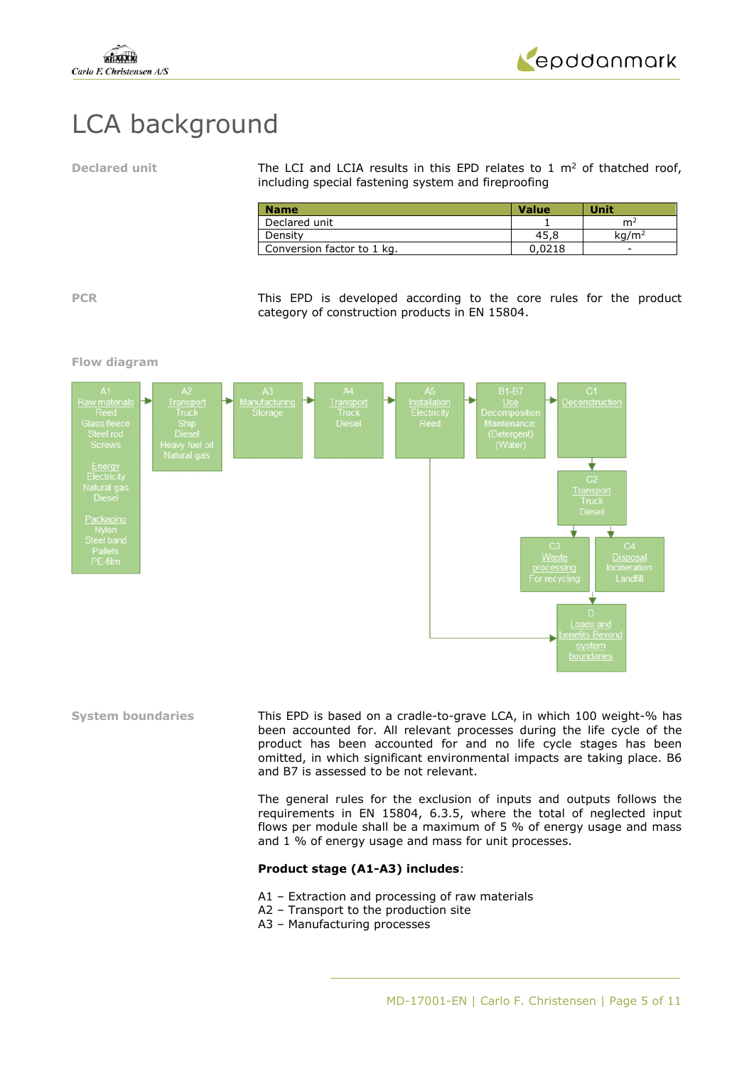# LCA background

**Declared unit**

The LCI and LCIA results in this EPD relates to 1 m² of thatched roof, including special fastening system and fireproofing

| Name | Value | Unit |
|---|---|---|
| Declared unit | 1 | m² |
| Density | 45,8 | kg/m² |
| Conversion factor to 1 kg. | 0,0218 | - |

**PCR**

This EPD is developed according to the core rules for the product category of construction products in EN 15804.

**Flow diagram**

A1 Raw materials: Reed, Glass fleece, Steel rod, Screws; Energy: Electricity, Natural gas, Diesel; Packaging: Nylon, Steel band, Pallets, PE-film

A2 Transport: Truck, Ship, Diesel, Heavy fuel oil, Natural gas

A3 Manufacturing: Storage

A4 Transport: Truck, Diesel

A5 Installation: Electricity, Reed

B1-B7 Use: Decomposition, Maintenance: (Detergent), (Water)

C1 Deconstruction

C2 Transport: Truck, Diesel

C3 Waste processing: For recycling

C4 Disposal: Incineration, Landfill

D Loads and benefits Beyond system boundaries

**System boundaries**

This EPD is based on a cradle-to-grave LCA, in which 100 weight-% has been accounted for. All relevant processes during the life cycle of the product has been accounted for and no life cycle stages has been omitted, in which significant environmental impacts are taking place. B6 and B7 is assessed to be not relevant.

The general rules for the exclusion of inputs and outputs follows the requirements in EN 15804, 6.3.5, where the total of neglected input flows per module shall be a maximum of 5 % of energy usage and mass and 1 % of energy usage and mass for unit processes.

**Product stage (A1-A3) includes**:

A1 – Extraction and processing of raw materials
A2 – Transport to the production site
A3 – Manufacturing processes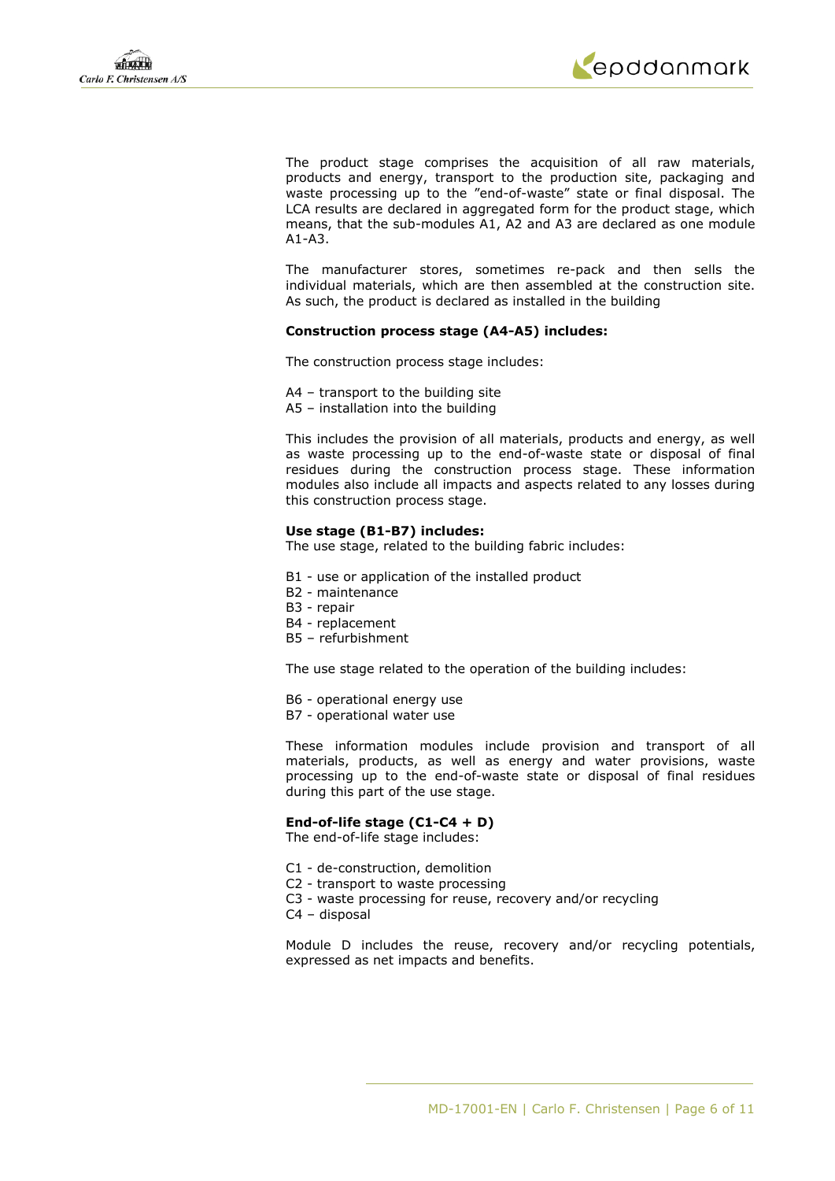The product stage comprises the acquisition of all raw materials, products and energy, transport to the production site, packaging and waste processing up to the "end-of-waste" state or final disposal. The LCA results are declared in aggregated form for the product stage, which means, that the sub-modules A1, A2 and A3 are declared as one module A1-A3.

The manufacturer stores, sometimes re-pack and then sells the individual materials, which are then assembled at the construction site. As such, the product is declared as installed in the building

**Construction process stage (A4-A5) includes:**

The construction process stage includes:

A4 – transport to the building site
A5 – installation into the building

This includes the provision of all materials, products and energy, as well as waste processing up to the end-of-waste state or disposal of final residues during the construction process stage. These information modules also include all impacts and aspects related to any losses during this construction process stage.

**Use stage (B1-B7) includes:**
The use stage, related to the building fabric includes:

B1 - use or application of the installed product
B2 - maintenance
B3 - repair
B4 - replacement
B5 – refurbishment

The use stage related to the operation of the building includes:

B6 - operational energy use
B7 - operational water use

These information modules include provision and transport of all materials, products, as well as energy and water provisions, waste processing up to the end-of-waste state or disposal of final residues during this part of the use stage.

**End-of-life stage (C1-C4 + D)**
The end-of-life stage includes:

C1 - de-construction, demolition
C2 - transport to waste processing
C3 - waste processing for reuse, recovery and/or recycling
C4 – disposal

Module D includes the reuse, recovery and/or recycling potentials, expressed as net impacts and benefits.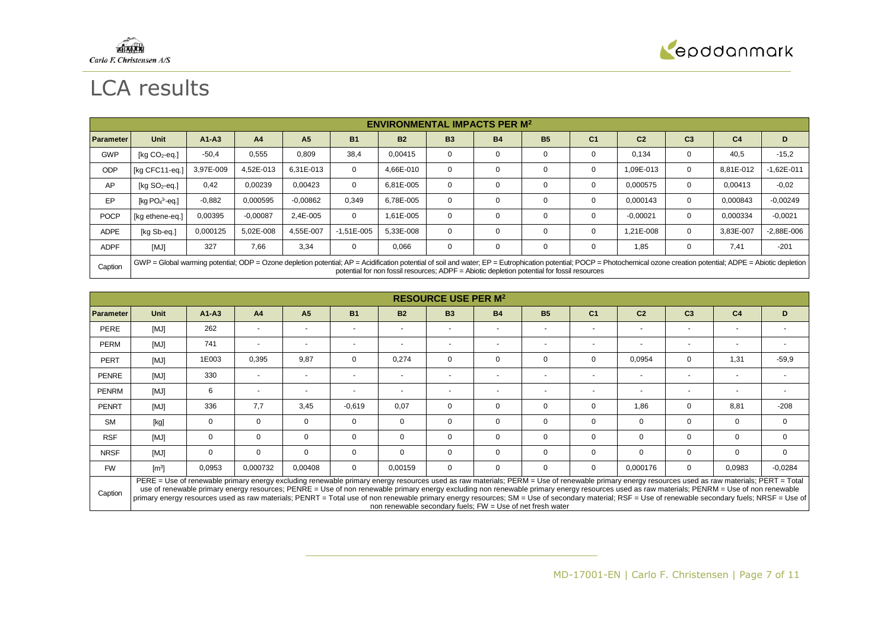# LCA results

| ENVIRONMENTAL IMPACTS PER M² | | | | | | | | | | | | | | | |
|---|---|---|---|---|---|---|---|---|---|---|---|---|---|---|---|
| Parameter | Unit | A1-A3 | A4 | A5 | B1 | B2 | B3 | B4 | B5 | C1 | C2 | C3 | C4 | D |
| GWP | [kg $CO_2$-eq.] | -50,4 | 0,555 | 0,809 | 38,4 | 0,00415 | 0 | 0 | 0 | 0 | 0,134 | 0 | 40,5 | -15,2 |
| ODP | [kg CFC11-eq.] | 3,97E-009 | 4,52E-013 | 6,31E-013 | 0 | 4,66E-010 | 0 | 0 | 0 | 0 | 1,09E-013 | 0 | 8,81E-012 | -1,62E-011 |
| AP | [kg $SO_2$-eq.] | 0,42 | 0,00239 | 0,00423 | 0 | 6,81E-005 | 0 | 0 | 0 | 0 | 0,000575 | 0 | 0,00413 | -0,02 |
| EP | [kg $PO_4^{3-}$-eq.] | -0,882 | 0,000595 | -0,00862 | 0,349 | 6,78E-005 | 0 | 0 | 0 | 0 | 0,000143 | 0 | 0,000843 | -0,00249 |
| POCP | [kg ethene-eq.] | 0,00395 | -0,00087 | 2,4E-005 | 0 | 1,61E-005 | 0 | 0 | 0 | 0 | -0,00021 | 0 | 0,000334 | -0,0021 |
| ADPE | [kg Sb-eq.] | 0,000125 | 5,02E-008 | 4,55E-007 | -1,51E-005 | 5,33E-008 | 0 | 0 | 0 | 0 | 1,21E-008 | 0 | 3,83E-007 | -2,88E-006 |
| ADPF | [MJ] | 327 | 7,66 | 3,34 | 0 | 0,066 | 0 | 0 | 0 | 0 | 1,85 | 0 | 7,41 | -201 |
| Caption | GWP = Global warming potential; ODP = Ozone depletion potential; AP = Acidification potential of soil and water; EP = Eutrophication potential; POCP = Photochemical ozone creation potential; ADPE = Abiotic depletion potential for non fossil resources; ADPF = Abiotic depletion potential for fossil resources | | | | | | | | | | | | | | |

| RESOURCE USE PER M² | | | | | | | | | | | | | | | |
|---|---|---|---|---|---|---|---|---|---|---|---|---|---|---|---|
| Parameter | Unit | A1-A3 | A4 | A5 | B1 | B2 | B3 | B4 | B5 | C1 | C2 | C3 | C4 | D |
| PERE | [MJ] | 262 | - | - | - | - | - | - | - | - | - | - | - | - |
| PERM | [MJ] | 741 | - | - | - | - | - | - | - | - | - | - | - | - |
| PERT | [MJ] | 1E003 | 0,395 | 9,87 | 0 | 0,274 | 0 | 0 | 0 | 0 | 0,0954 | 0 | 1,31 | -59,9 |
| PENRE | [MJ] | 330 | - | - | - | - | - | - | - | - | - | - | - | - |
| PENRM | [MJ] | 6 | - | - | - | - | - | - | - | - | - | - | - | - |
| PENRT | [MJ] | 336 | 7,7 | 3,45 | -0,619 | 0,07 | 0 | 0 | 0 | 0 | 1,86 | 0 | 8,81 | -208 |
| SM | [kg] | 0 | 0 | 0 | 0 | 0 | 0 | 0 | 0 | 0 | 0 | 0 | 0 | 0 |
| RSF | [MJ] | 0 | 0 | 0 | 0 | 0 | 0 | 0 | 0 | 0 | 0 | 0 | 0 | 0 |
| NRSF | [MJ] | 0 | 0 | 0 | 0 | 0 | 0 | 0 | 0 | 0 | 0 | 0 | 0 | 0 |
| FW | [m³] | 0,0953 | 0,000732 | 0,00408 | 0 | 0,00159 | 0 | 0 | 0 | 0 | 0,000176 | 0 | 0,0983 | -0,0284 |
| Caption | PERE = Use of renewable primary energy excluding renewable primary energy resources used as raw materials; PERM = Use of renewable primary energy resources used as raw materials; PERT = Total use of renewable primary energy resources; PENRE = Use of non renewable primary energy excluding non renewable primary energy resources used as raw materials; PENRM = Use of non renewable primary energy resources used as raw materials; PENRT = Total use of non renewable primary energy resources; SM = Use of secondary material; RSF = Use of renewable secondary fuels; NRSF = Use of non renewable secondary fuels; FW = Use of net fresh water | | | | | | | | | | | | | | |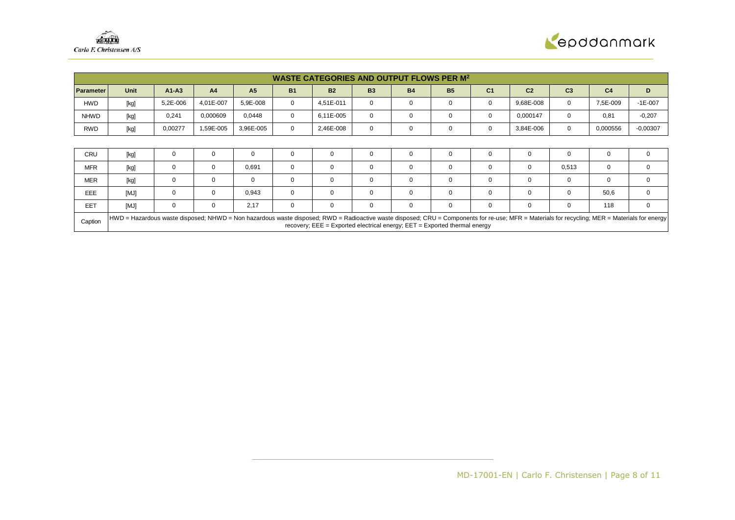## WASTE CATEGORIES AND OUTPUT FLOWS PER $M^2$

| Parameter | Unit | A1-A3 | A4 | A5 | B1 | B2 | B3 | B4 | B5 | C1 | C2 | C3 | C4 | D |
|---|---|---|---|---|---|---|---|---|---|---|---|---|---|---|
| HWD | [kg] | 5,2E-006 | 4,01E-007 | 5,9E-008 | 0 | 4,51E-011 | 0 | 0 | 0 | 0 | 9,68E-008 | 0 | 7,5E-009 | -1E-007 |
| NHWD | [kg] | 0,241 | 0,000609 | 0,0448 | 0 | 6,11E-005 | 0 | 0 | 0 | 0 | 0,000147 | 0 | 0,81 | -0,207 |
| RWD | [kg] | 0,00277 | 1,59E-005 | 3,96E-005 | 0 | 2,46E-008 | 0 | 0 | 0 | 0 | 3,84E-006 | 0 | 0,000556 | -0,00307 |
| CRU | [kg] | 0 | 0 | 0 | 0 | 0 | 0 | 0 | 0 | 0 | 0 | 0 | 0 | 0 |
| MFR | [kg] | 0 | 0 | 0,691 | 0 | 0 | 0 | 0 | 0 | 0 | 0 | 0,513 | 0 | 0 |
| MER | [kg] | 0 | 0 | 0 | 0 | 0 | 0 | 0 | 0 | 0 | 0 | 0 | 0 | 0 |
| EEE | [MJ] | 0 | 0 | 0,943 | 0 | 0 | 0 | 0 | 0 | 0 | 0 | 0 | 50,6 | 0 |
| EET | [MJ] | 0 | 0 | 2,17 | 0 | 0 | 0 | 0 | 0 | 0 | 0 | 0 | 118 | 0 |
| Caption | HWD = Hazardous waste disposed; NHWD = Non hazardous waste disposed; RWD = Radioactive waste disposed; CRU = Components for re-use; MFR = Materials for recycling; MER = Materials for energy recovery; EEE = Exported electrical energy; EET = Exported thermal energy | | | | | | | | | | | | | |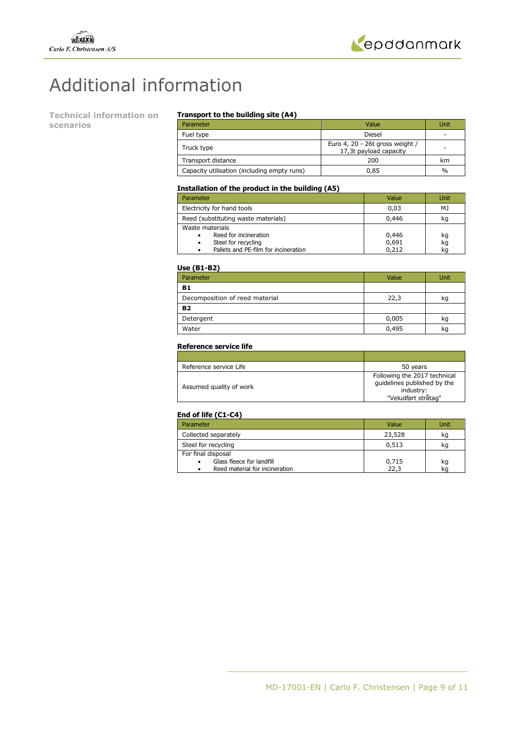# Additional information

**Technical information on scenarios**

#### Transport to the building site (A4)

| Parameter | Value | Unit |
|---|---|---|
| Fuel type | Diesel | - |
| Truck type | Euro 4, 20 - 26t gross weight / 17,3t payload capacity | - |
| Transport distance | 200 | km |
| Capacity utilisation (including empty runs) | 0,85 | % |

#### Installation of the product in the building (A5)

| Parameter | Value | Unit |
|---|---|---|
| Electricity for hand tools | 0,03 | MJ |
| Reed (substituting waste materials) | 0,446 | kg |
| Waste materials<br>• Reed for incineration<br>• Steel for recycling<br>• Pallets and PE-film for incineration | <br>0,446<br>0,691<br>0,212 | <br>kg<br>kg<br>kg |

#### Use (B1-B2)

| Parameter | Value | Unit |
|---|---|---|
| **B1** | | |
| Decomposition of reed material | 22,3 | kg |
| **B2** | | |
| Detergent | 0,005 | kg |
| Water | 0,495 | kg |

#### Reference service life

| | |
|---|---|
| Reference service Life | 50 years |
| Assumed quality of work | Following the 2017 technical guidelines published by the industry: "Veludført stråtag" |

#### End of life (C1-C4)

| Parameter | Value | Unit |
|---|---|---|
| Collected separately | 23,528 | kg |
| Steel for recycling | 0,513 | kg |
| For final disposal<br>• Glass fleece for landfill<br>• Reed material for incineration | <br>0,715<br>22,3 | <br>kg<br>kg |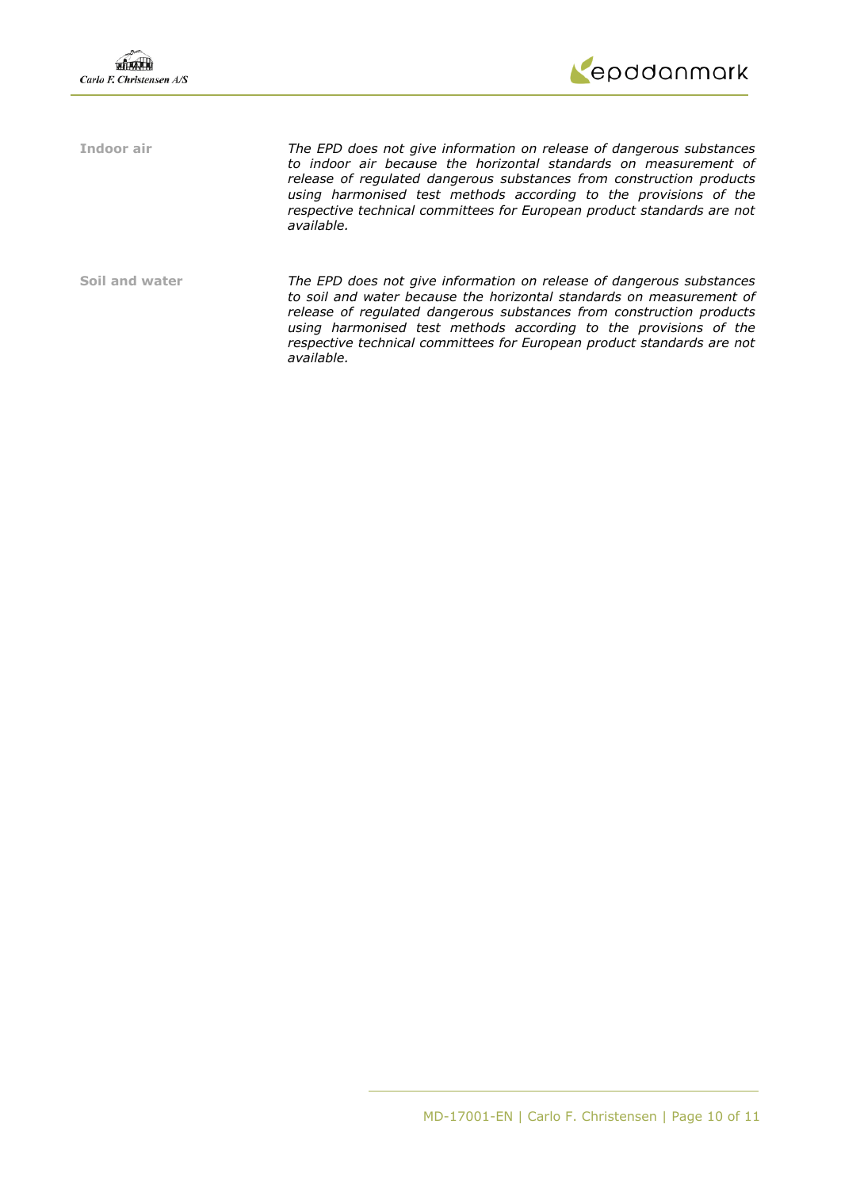**Indoor air**

*The EPD does not give information on release of dangerous substances to indoor air because the horizontal standards on measurement of release of regulated dangerous substances from construction products using harmonised test methods according to the provisions of the respective technical committees for European product standards are not available.*

**Soil and water**

*The EPD does not give information on release of dangerous substances to soil and water because the horizontal standards on measurement of release of regulated dangerous substances from construction products using harmonised test methods according to the provisions of the respective technical committees for European product standards are not available.*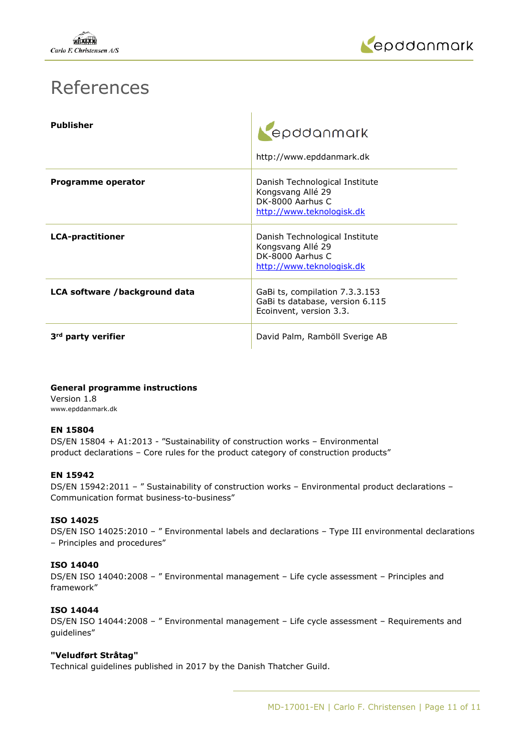# References

| | |
|---|---|
| **Publisher** | epddanmark<br>http://www.epddanmark.dk |
| **Programme operator** | Danish Technological Institute<br>Kongsvang Allé 29<br>DK-8000 Aarhus C<br>http://www.teknologisk.dk |
| **LCA-practitioner** | Danish Technological Institute<br>Kongsvang Allé 29<br>DK-8000 Aarhus C<br>http://www.teknologisk.dk |
| **LCA software /background data** | GaBi ts, compilation 7.3.3.153<br>GaBi ts database, version 6.115<br>Ecoinvent, version 3.3. |
| **3rd party verifier** | David Palm, Ramböll Sverige AB |

**General programme instructions**
Version 1.8
www.epddanmark.dk

**EN 15804**
DS/EN 15804 + A1:2013 - "Sustainability of construction works – Environmental product declarations – Core rules for the product category of construction products"

**EN 15942**
DS/EN 15942:2011 – " Sustainability of construction works – Environmental product declarations – Communication format business-to-business"

**ISO 14025**
DS/EN ISO 14025:2010 – " Environmental labels and declarations – Type III environmental declarations – Principles and procedures"

**ISO 14040**
DS/EN ISO 14040:2008 – " Environmental management – Life cycle assessment – Principles and framework"

**ISO 14044**
DS/EN ISO 14044:2008 – " Environmental management – Life cycle assessment – Requirements and guidelines"

**"Veludført Stråtag"**
Technical guidelines published in 2017 by the Danish Thatcher Guild.